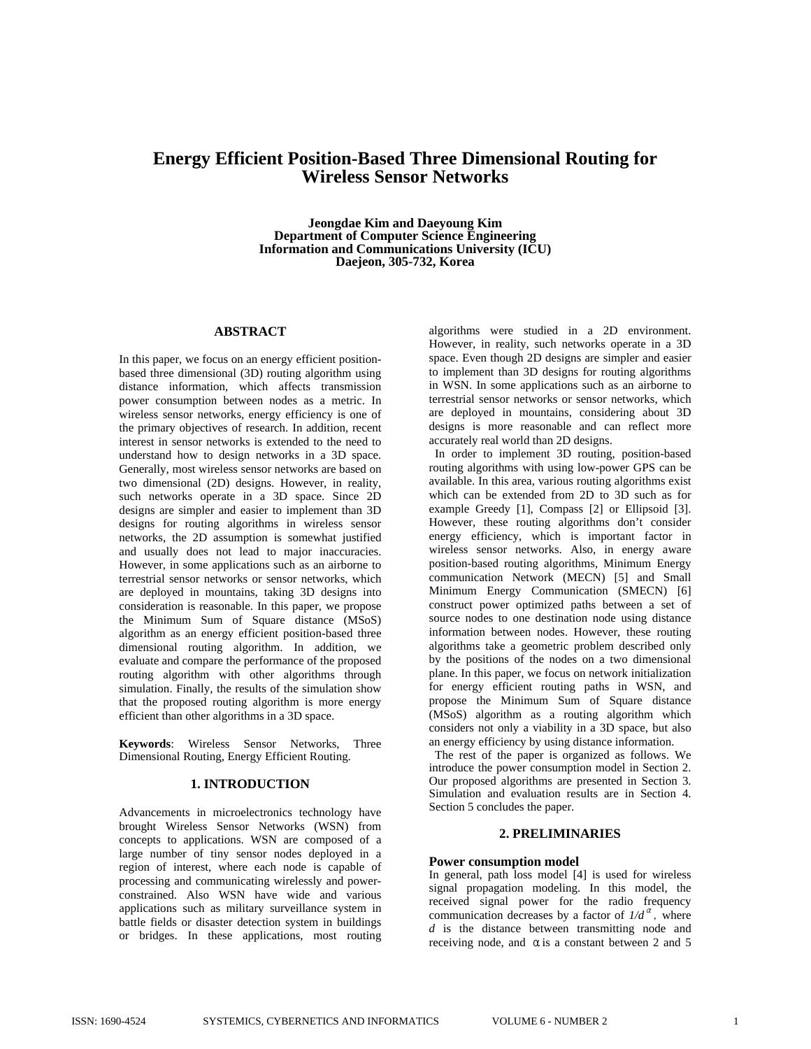# Energy Efficient Position-Based Three Dimensional Routing for Wireless Sensor Networks

**Jeongdae Kim and Daeyoung Kim**
**Department of Computer Science Engineering**
**Information and Communications University (ICU)**
**Daejeon, 305-732, Korea**

## ABSTRACT

In this paper, we focus on an energy efficient position-based three dimensional (3D) routing algorithm using distance information, which affects transmission power consumption between nodes as a metric. In wireless sensor networks, energy efficiency is one of the primary objectives of research. In addition, recent interest in sensor networks is extended to the need to understand how to design networks in a 3D space. Generally, most wireless sensor networks are based on two dimensional (2D) designs. However, in reality, such networks operate in a 3D space. Since 2D designs are simpler and easier to implement than 3D designs for routing algorithms in wireless sensor networks, the 2D assumption is somewhat justified and usually does not lead to major inaccuracies. However, in some applications such as an airborne to terrestrial sensor networks or sensor networks, which are deployed in mountains, taking 3D designs into consideration is reasonable. In this paper, we propose the Minimum Sum of Square distance (MSoS) algorithm as an energy efficient position-based three dimensional routing algorithm. In addition, we evaluate and compare the performance of the proposed routing algorithm with other algorithms through simulation. Finally, the results of the simulation show that the proposed routing algorithm is more energy efficient than other algorithms in a 3D space.

**Keywords**: Wireless Sensor Networks, Three Dimensional Routing, Energy Efficient Routing.

## 1. INTRODUCTION

Advancements in microelectronics technology have brought Wireless Sensor Networks (WSN) from concepts to applications. WSN are composed of a large number of tiny sensor nodes deployed in a region of interest, where each node is capable of processing and communicating wirelessly and power-constrained. Also WSN have wide and various applications such as military surveillance system in battle fields or disaster detection system in buildings or bridges. In these applications, most routing algorithms were studied in a 2D environment. However, in reality, such networks operate in a 3D space. Even though 2D designs are simpler and easier to implement than 3D designs for routing algorithms in WSN. In some applications such as an airborne to terrestrial sensor networks or sensor networks, which are deployed in mountains, considering about 3D designs is more reasonable and can reflect more accurately real world than 2D designs.

In order to implement 3D routing, position-based routing algorithms with using low-power GPS can be available. In this area, various routing algorithms exist which can be extended from 2D to 3D such as for example Greedy [1], Compass [2] or Ellipsoid [3]. However, these routing algorithms don't consider energy efficiency, which is important factor in wireless sensor networks. Also, in energy aware position-based routing algorithms, Minimum Energy communication Network (MECN) [5] and Small Minimum Energy Communication (SMECN) [6] construct power optimized paths between a set of source nodes to one destination node using distance information between nodes. However, these routing algorithms take a geometric problem described only by the positions of the nodes on a two dimensional plane. In this paper, we focus on network initialization for energy efficient routing paths in WSN, and propose the Minimum Sum of Square distance (MSoS) algorithm as a routing algorithm which considers not only a viability in a 3D space, but also an energy efficiency by using distance information.

The rest of the paper is organized as follows. We introduce the power consumption model in Section 2. Our proposed algorithms are presented in Section 3. Simulation and evaluation results are in Section 4. Section 5 concludes the paper.

## 2. PRELIMINARIES

### Power consumption model

In general, path loss model [4] is used for wireless signal propagation modeling. In this model, the received signal power for the radio frequency communication decreases by a factor of $1/d^{\alpha}$, where $d$ is the distance between transmitting node and receiving node, and $\alpha$ is a constant between 2 and 5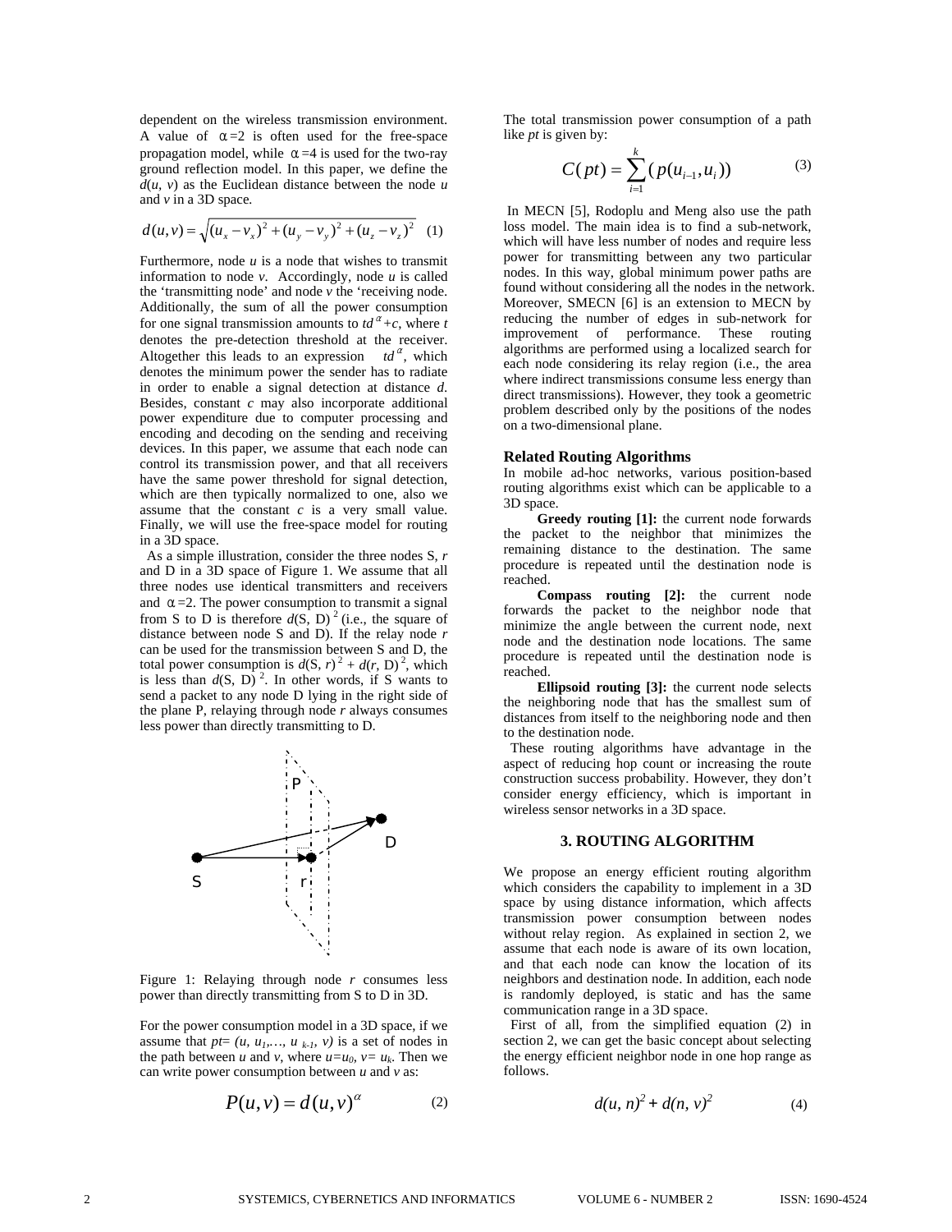dependent on the wireless transmission environment. A value of $\alpha=2$ is often used for the free-space propagation model, while $\alpha=4$ is used for the two-ray ground reflection model. In this paper, we define the $d(u, v)$ as the Euclidean distance between the node $u$ and $v$ in a 3D space.

$$d(u,v)=\sqrt{(u_x-v_x)^2+(u_y-v_y)^2+(u_z-v_z)^2} \quad (1)$$

Furthermore, node $u$ is a node that wishes to transmit information to node $v$. Accordingly, node $u$ is called the 'transmitting node' and node $v$ the 'receiving node. Additionally, the sum of all the power consumption for one signal transmission amounts to $td^{\alpha}+c$, where $t$ denotes the pre-detection threshold at the receiver. Altogether this leads to an expression $td^{\alpha}$, which denotes the minimum power the sender has to radiate in order to enable a signal detection at distance $d$. Besides, constant $c$ may also incorporate additional power expenditure due to computer processing and encoding and decoding on the sending and receiving devices. In this paper, we assume that each node can control its transmission power, and that all receivers have the same power threshold for signal detection, which are then typically normalized to one, also we assume that the constant $c$ is a very small value. Finally, we will use the free-space model for routing in a 3D space.

As a simple illustration, consider the three nodes S, $r$ and D in a 3D space of Figure 1. We assume that all three nodes use identical transmitters and receivers and $\alpha=2$. The power consumption to transmit a signal from S to D is therefore $d(S, D)^2$ (i.e., the square of distance between node S and D). If the relay node $r$ can be used for the transmission between S and D, the total power consumption is $d(S, r)^2 + d(r, D)^2$, which is less than $d(S, D)^2$. In other words, if S wants to send a packet to any node D lying in the right side of the plane P, relaying through node $r$ always consumes less power than directly transmitting to D.

Figure 1: Relaying through node $r$ consumes less power than directly transmitting from S to D in 3D.

For the power consumption model in a 3D space, if we assume that $pt= (u, u_1,\ldots, u_{k-1}, v)$ is a set of nodes in the path between $u$ and $v$, where $u=u_0$, $v= u_k$. Then we can write power consumption between $u$ and $v$ as:

$$P(u,v)=d(u,v)^{\alpha} \quad (2)$$

The total transmission power consumption of a path like $pt$ is given by:

$$C(pt)=\sum_{i=1}^{k}(p(u_{i-1},u_i)) \quad (3)$$

In MECN [5], Rodoplu and Meng also use the path loss model. The main idea is to find a sub-network, which will have less number of nodes and require less power for transmitting between any two particular nodes. In this way, global minimum power paths are found without considering all the nodes in the network. Moreover, SMECN [6] is an extension to MECN by reducing the number of edges in sub-network for improvement of performance. These routing algorithms are performed using a localized search for each node considering its relay region (i.e., the area where indirect transmissions consume less energy than direct transmissions). However, they took a geometric problem described only by the positions of the nodes on a two-dimensional plane.

### Related Routing Algorithms

In mobile ad-hoc networks, various position-based routing algorithms exist which can be applicable to a 3D space.

**Greedy routing [1]:** the current node forwards the packet to the neighbor that minimizes the remaining distance to the destination. The same procedure is repeated until the destination node is reached.

**Compass routing [2]:** the current node forwards the packet to the neighbor node that minimize the angle between the current node, next node and the destination node locations. The same procedure is repeated until the destination node is reached.

**Ellipsoid routing [3]:** the current node selects the neighboring node that has the smallest sum of distances from itself to the neighboring node and then to the destination node.

These routing algorithms have advantage in the aspect of reducing hop count or increasing the route construction success probability. However, they don't consider energy efficiency, which is important in wireless sensor networks in a 3D space.

## 3. ROUTING ALGORITHM

We propose an energy efficient routing algorithm which considers the capability to implement in a 3D space by using distance information, which affects transmission power consumption between nodes without relay region. As explained in section 2, we assume that each node is aware of its own location, and that each node can know the location of its neighbors and destination node. In addition, each node is randomly deployed, is static and has the same communication range in a 3D space.

First of all, from the simplified equation (2) in section 2, we can get the basic concept about selecting the energy efficient neighbor node in one hop range as follows.

$$d(u,n)^2+d(n,v)^2 \quad (4)$$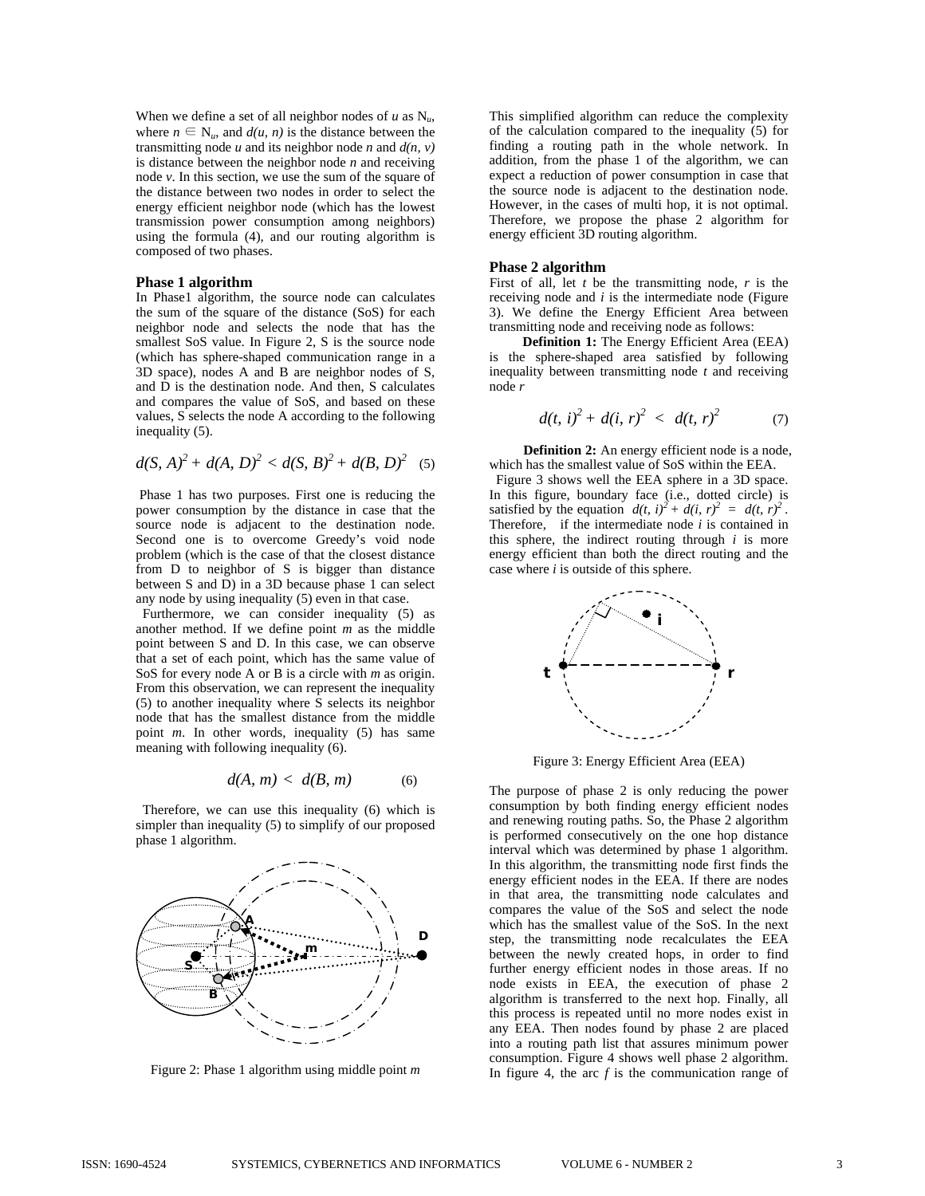When we define a set of all neighbor nodes of $u$ as $N_u$, where $n \in N_u$, and $d(u, n)$ is the distance between the transmitting node $u$ and its neighbor node $n$ and $d(n, v)$ is distance between the neighbor node $n$ and receiving node $v$. In this section, we use the sum of the square of the distance between two nodes in order to select the energy efficient neighbor node (which has the lowest transmission power consumption among neighbors) using the formula (4), and our routing algorithm is composed of two phases.

### Phase 1 algorithm

In Phase1 algorithm, the source node can calculates the sum of the square of the distance (SoS) for each neighbor node and selects the node that has the smallest SoS value. In Figure 2, S is the source node (which has sphere-shaped communication range in a 3D space), nodes A and B are neighbor nodes of S, and D is the destination node. And then, S calculates and compares the value of SoS, and based on these values, S selects the node A according to the following inequality (5).

$$d(S, A)^2 + d(A, D)^2 < d(S, B)^2 + d(B, D)^2 \quad (5)$$

Phase 1 has two purposes. First one is reducing the power consumption by the distance in case that the source node is adjacent to the destination node. Second one is to overcome Greedy's void node problem (which is the case of that the closest distance from D to neighbor of S is bigger than distance between S and D) in a 3D because phase 1 can select any node by using inequality (5) even in that case.

Furthermore, we can consider inequality (5) as another method. If we define point $m$ as the middle point between S and D. In this case, we can observe that a set of each point, which has the same value of SoS for every node A or B is a circle with $m$ as origin. From this observation, we can represent the inequality (5) to another inequality where S selects its neighbor node that has the smallest distance from the middle point $m$. In other words, inequality (5) has same meaning with following inequality (6).

$$d(A, m) < d(B, m) \quad (6)$$

Therefore, we can use this inequality (6) which is simpler than inequality (5) to simplify of our proposed phase 1 algorithm.

Figure 2: Phase 1 algorithm using middle point $m$

This simplified algorithm can reduce the complexity of the calculation compared to the inequality (5) for finding a routing path in the whole network. In addition, from the phase 1 of the algorithm, we can expect a reduction of power consumption in case that the source node is adjacent to the destination node. However, in the cases of multi hop, it is not optimal. Therefore, we propose the phase 2 algorithm for energy efficient 3D routing algorithm.

### Phase 2 algorithm

First of all, let $t$ be the transmitting node, $r$ is the receiving node and $i$ is the intermediate node (Figure 3). We define the Energy Efficient Area between transmitting node and receiving node as follows:

**Definition 1:** The Energy Efficient Area (EEA) is the sphere-shaped area satisfied by following inequality between transmitting node $t$ and receiving node $r$

$$d(t, i)^2 + d(i, r)^2 < d(t, r)^2 \quad (7)$$

**Definition 2:** An energy efficient node is a node, which has the smallest value of SoS within the EEA.

Figure 3 shows well the EEA sphere in a 3D space. In this figure, boundary face (i.e., dotted circle) is satisfied by the equation $d(t, i)^2 + d(i, r)^2 = d(t, r)^2$. Therefore, if the intermediate node $i$ is contained in this sphere, the indirect routing through $i$ is more energy efficient than both the direct routing and the case where $i$ is outside of this sphere.

Figure 3: Energy Efficient Area (EEA)

The purpose of phase 2 is only reducing the power consumption by both finding energy efficient nodes and renewing routing paths. So, the Phase 2 algorithm is performed consecutively on the one hop distance interval which was determined by phase 1 algorithm. In this algorithm, the transmitting node first finds the energy efficient nodes in the EEA. If there are nodes in that area, the transmitting node calculates and compares the value of the SoS and select the node which has the smallest value of the SoS. In the next step, the transmitting node recalculates the EEA between the newly created hops, in order to find further energy efficient nodes in those areas. If no node exists in EEA, the execution of phase 2 algorithm is transferred to the next hop. Finally, all this process is repeated until no more nodes exist in any EEA. Then nodes found by phase 2 are placed into a routing path list that assures minimum power consumption. Figure 4 shows well phase 2 algorithm. In figure 4, the arc $f$ is the communication range of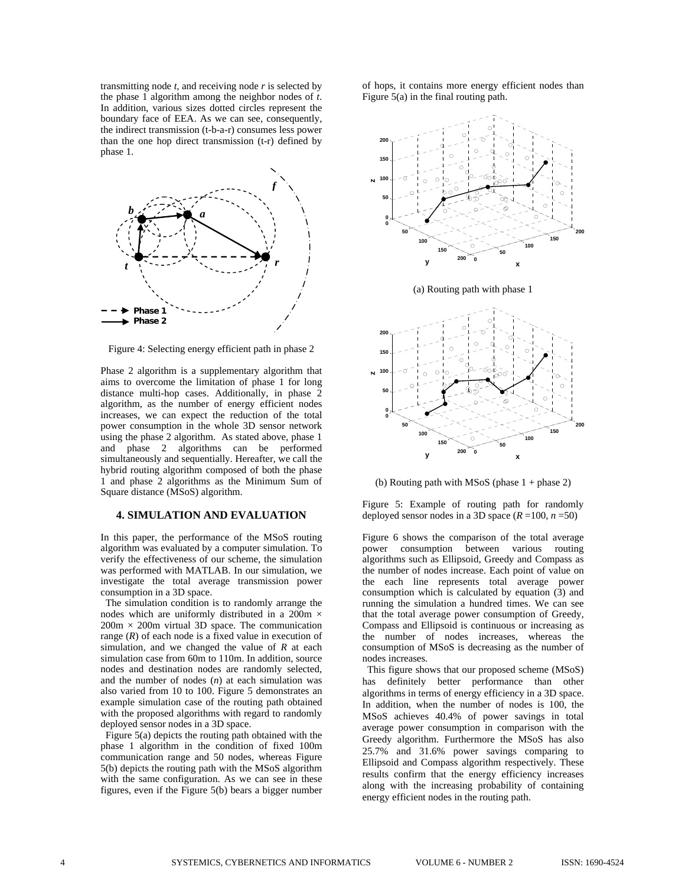transmitting node *t*, and receiving node *r* is selected by the phase 1 algorithm among the neighbor nodes of *t*. In addition, various sizes dotted circles represent the boundary face of EEA. As we can see, consequently, the indirect transmission (t-b-a-r) consumes less power than the one hop direct transmission (t-r) defined by phase 1.

Figure 4: Selecting energy efficient path in phase 2

Phase 2 algorithm is a supplementary algorithm that aims to overcome the limitation of phase 1 for long distance multi-hop cases. Additionally, in phase 2 algorithm, as the number of energy efficient nodes increases, we can expect the reduction of the total power consumption in the whole 3D sensor network using the phase 2 algorithm. As stated above, phase 1 and phase 2 algorithms can be performed simultaneously and sequentially. Hereafter, we call the hybrid routing algorithm composed of both the phase 1 and phase 2 algorithms as the Minimum Sum of Square distance (MSoS) algorithm.

## 4. SIMULATION AND EVALUATION

In this paper, the performance of the MSoS routing algorithm was evaluated by a computer simulation. To verify the effectiveness of our scheme, the simulation was performed with MATLAB. In our simulation, we investigate the total average transmission power consumption in a 3D space.

The simulation condition is to randomly arrange the nodes which are uniformly distributed in a 200m × 200m × 200m virtual 3D space. The communication range (*R*) of each node is a fixed value in execution of simulation, and we changed the value of *R* at each simulation case from 60m to 110m. In addition, source nodes and destination nodes are randomly selected, and the number of nodes (*n*) at each simulation was also varied from 10 to 100. Figure 5 demonstrates an example simulation case of the routing path obtained with the proposed algorithms with regard to randomly deployed sensor nodes in a 3D space.

Figure 5(a) depicts the routing path obtained with the phase 1 algorithm in the condition of fixed 100m communication range and 50 nodes, whereas Figure 5(b) depicts the routing path with the MSoS algorithm with the same configuration. As we can see in these figures, even if the Figure 5(b) bears a bigger number of hops, it contains more energy efficient nodes than Figure 5(a) in the final routing path.

(a) Routing path with phase 1

(b) Routing path with MSoS (phase 1 + phase 2)

Figure 5: Example of routing path for randomly deployed sensor nodes in a 3D space ($R$ =100, $n$ =50)

Figure 6 shows the comparison of the total average power consumption between various routing algorithms such as Ellipsoid, Greedy and Compass as the number of nodes increase. Each point of value on the each line represents total average power consumption which is calculated by equation (3) and running the simulation a hundred times. We can see that the total average power consumption of Greedy, Compass and Ellipsoid is continuous or increasing as the number of nodes increases, whereas the consumption of MSoS is decreasing as the number of nodes increases.

This figure shows that our proposed scheme (MSoS) has definitely better performance than other algorithms in terms of energy efficiency in a 3D space. In addition, when the number of nodes is 100, the MSoS achieves 40.4% of power savings in total average power consumption in comparison with the Greedy algorithm. Furthermore the MSoS has also 25.7% and 31.6% power savings comparing to Ellipsoid and Compass algorithm respectively. These results confirm that the energy efficiency increases along with the increasing probability of containing energy efficient nodes in the routing path.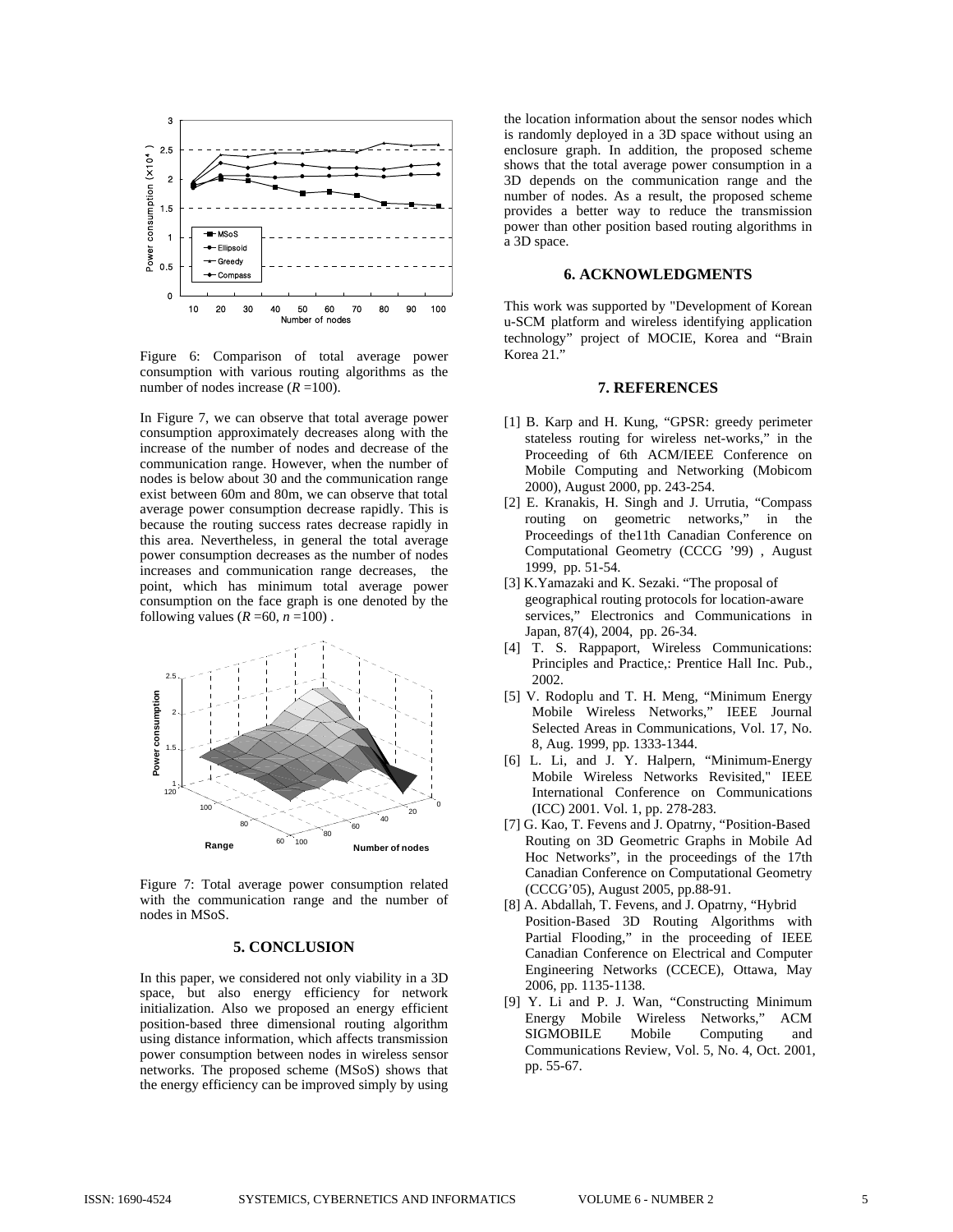3
2.5
2
1.5
1
0.5
0
Power consumption (×10⁴ )
10 20 30 40 50 60 70 80 90 100
Number of nodes
MSoS
Ellipsoid
Greedy
Compass

Figure 6: Comparison of total average power consumption with various routing algorithms as the number of nodes increase ($R$ =100).

In Figure 7, we can observe that total average power consumption approximately decreases along with the increase of the number of nodes and decrease of the communication range. However, when the number of nodes is below about 30 and the communication range exist between 60m and 80m, we can observe that total average power consumption decrease rapidly. This is because the routing success rates decrease rapidly in this area. Nevertheless, in general the total average power consumption decreases as the number of nodes increases and communication range decreases, the point, which has minimum total average power consumption on the face graph is one denoted by the following values ($R$ =60, $n$ =100) .

2.5
2
1.5
1
Power consumption
120
100
80
60
Range
100
80
60
40
20
0
Number of nodes

Figure 7: Total average power consumption related with the communication range and the number of nodes in MSoS.

## 5. CONCLUSION

In this paper, we considered not only viability in a 3D space, but also energy efficiency for network initialization. Also we proposed an energy efficient position-based three dimensional routing algorithm using distance information, which affects transmission power consumption between nodes in wireless sensor networks. The proposed scheme (MSoS) shows that the energy efficiency can be improved simply by using the location information about the sensor nodes which is randomly deployed in a 3D space without using an enclosure graph. In addition, the proposed scheme shows that the total average power consumption in a 3D depends on the communication range and the number of nodes. As a result, the proposed scheme provides a better way to reduce the transmission power than other position based routing algorithms in a 3D space.

## 6. ACKNOWLEDGMENTS

This work was supported by "Development of Korean u-SCM platform and wireless identifying application technology" project of MOCIE, Korea and "Brain Korea 21."

## 7. REFERENCES

[1] B. Karp and H. Kung, "GPSR: greedy perimeter stateless routing for wireless net-works," in the Proceeding of 6th ACM/IEEE Conference on Mobile Computing and Networking (Mobicom 2000), August 2000, pp. 243-254.

[2] E. Kranakis, H. Singh and J. Urrutia, "Compass routing on geometric networks," in the Proceedings of the11th Canadian Conference on Computational Geometry (CCCG '99) , August 1999, pp. 51-54.

[3] K.Yamazaki and K. Sezaki. "The proposal of geographical routing protocols for location-aware services," Electronics and Communications in Japan, 87(4), 2004, pp. 26-34.

[4] T. S. Rappaport, Wireless Communications: Principles and Practice,: Prentice Hall Inc. Pub., 2002.

[5] V. Rodoplu and T. H. Meng, "Minimum Energy Mobile Wireless Networks," IEEE Journal Selected Areas in Communications, Vol. 17, No. 8, Aug. 1999, pp. 1333-1344.

[6] L. Li, and J. Y. Halpern, "Minimum-Energy Mobile Wireless Networks Revisited," IEEE International Conference on Communications (ICC) 2001. Vol. 1, pp. 278-283.

[7] G. Kao, T. Fevens and J. Opatrny, "Position-Based Routing on 3D Geometric Graphs in Mobile Ad Hoc Networks", in the proceedings of the 17th Canadian Conference on Computational Geometry (CCCG'05), August 2005, pp.88-91.

[8] A. Abdallah, T. Fevens, and J. Opatrny, "Hybrid Position-Based 3D Routing Algorithms with Partial Flooding," in the proceeding of IEEE Canadian Conference on Electrical and Computer Engineering Networks (CCECE), Ottawa, May 2006, pp. 1135-1138.

[9] Y. Li and P. J. Wan, "Constructing Minimum Energy Mobile Wireless Networks," ACM SIGMOBILE Mobile Computing and Communications Review, Vol. 5, No. 4, Oct. 2001, pp. 55-67.